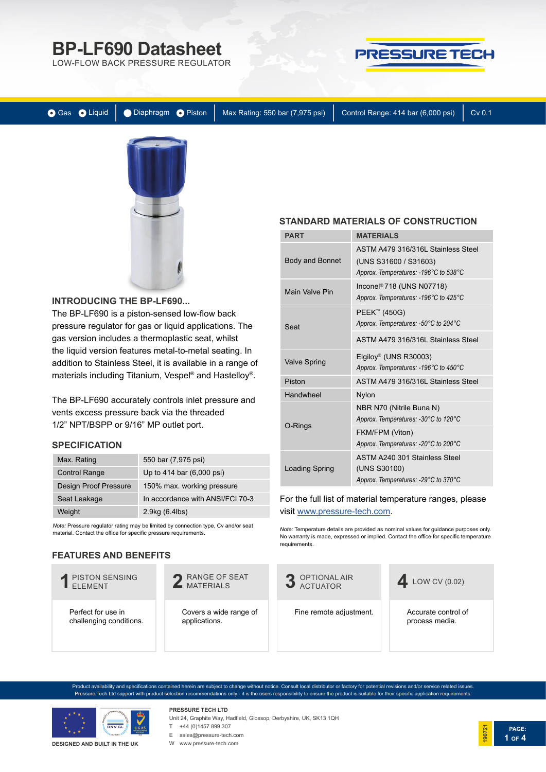# BP-LF690 Datasheet

LOW-FLOW BACK PRESSURE REGULATOR

Gas | Liquid | Diaphragm | Piston | Max Rating: 550 bar (7,975 psi) | Control Range: 414 bar (6,000 psi) | Cv 0.1

## INTRODUCING THE BP-LF690...

The BP-LF690 is a piston-sensed low-flow back pressure regulator for gas or liquid applications. The gas version includes a thermoplastic seat, whilst the liquid version features metal-to-metal seating. In addition to Stainless Steel, it is available in a range of materials including Titanium, Vespel® and Hastelloy®.

The BP-LF690 accurately controls inlet pressure and vents excess pressure back via the threaded 1/2" NPT/BSPP or 9/16" MP outlet port.

## SPECIFICATION

| | |
|---|---|
| Max. Rating | 550 bar (7,975 psi) |
| Control Range | Up to 414 bar (6,000 psi) |
| Design Proof Pressure | 150% max. working pressure |
| Seat Leakage | In accordance with ANSI/FCI 70-3 |
| Weight | 2.9kg (6.4lbs) |

*Note:* Pressure regulator rating may be limited by connection type, Cv and/or seat material. Contact the office for specific pressure requirements.

## STANDARD MATERIALS OF CONSTRUCTION

| PART | MATERIALS |
|---|---|
| Body and Bonnet | ASTM A479 316/316L Stainless Steel (UNS S31600 / S31603) *Approx. Temperatures: -196°C to 538°C* |
| Main Valve Pin | Inconel® 718 (UNS N07718) *Approx. Temperatures: -196°C to 425°C* |
| Seat | PEEK™ (450G) *Approx. Temperatures: -50°C to 204°C* |
| | ASTM A479 316/316L Stainless Steel |
| Valve Spring | Elgiloy® (UNS R30003) *Approx. Temperatures: -196°C to 450°C* |
| Piston | ASTM A479 316/316L Stainless Steel |
| Handwheel | Nylon |
| O-Rings | NBR N70 (Nitrile Buna N) *Approx. Temperatures: -30°C to 120°C* |
| | FKM/FPM (Viton) *Approx. Temperatures: -20°C to 200°C* |
| Loading Spring | ASTM A240 301 Stainless Steel (UNS S30100) *Approx. Temperatures: -29°C to 370°C* |

For the full list of material temperature ranges, please visit www.pressure-tech.com.

*Note:* Temperature details are provided as nominal values for guidance purposes only. No warranty is made, expressed or implied. Contact the office for specific temperature requirements.

## FEATURES AND BENEFITS

**1 PISTON SENSING ELEMENT**
Perfect for use in challenging conditions.

**2 RANGE OF SEAT MATERIALS**
Covers a wide range of applications.

**3 OPTIONAL AIR ACTUATOR**
Fine remote adjustment.

**4 LOW CV (0.02)**
Accurate control of process media.

Product availability and specifications contained herein are subject to change without notice. Consult local distributor or factory for potential revisions and/or service related issues. Pressure Tech Ltd support with product selection recommendations only - it is the users responsibility to ensure the product is suitable for their specific application requirements.

DESIGNED AND BUILT IN THE UK

**PRESSURE TECH LTD**
Unit 24, Graphite Way, Hadfield, Glossop, Derbyshire, UK, SK13 1QH
T +44 (0)1457 899 307
E sales@pressure-tech.com
W www.pressure-tech.com

190721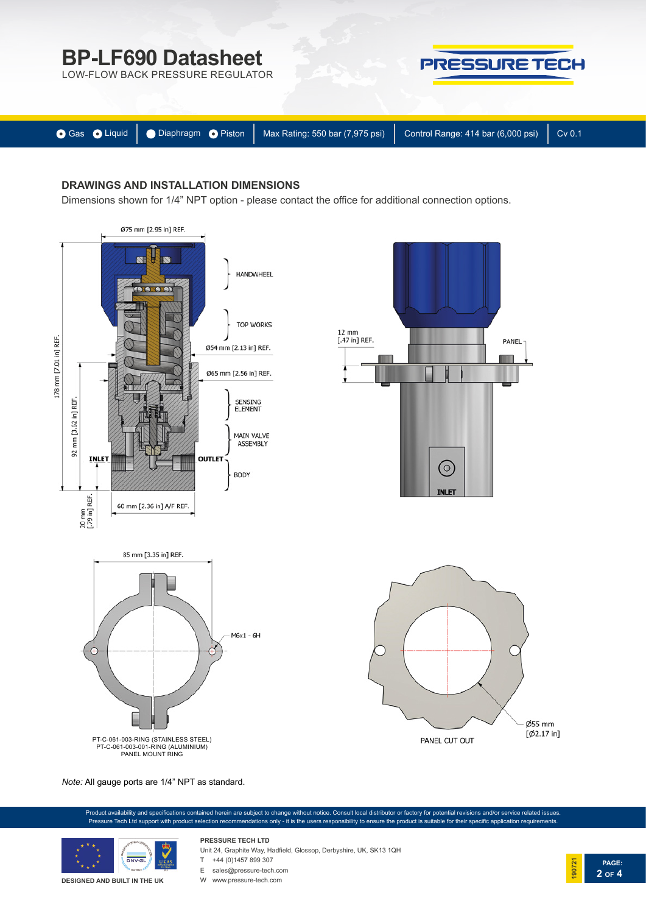# BP-LF690 Datasheet

LOW-FLOW BACK PRESSURE REGULATOR

● Gas ● Liquid | ● Diaphragm ● Piston | Max Rating: 550 bar (7,975 psi) | Control Range: 414 bar (6,000 psi) | Cv 0.1

## DRAWINGS AND INSTALLATION DIMENSIONS

Dimensions shown for 1/4" NPT option - please contact the office for additional connection options.

Ø75 mm [2.95 in] REF.

HANDWHEEL

TOP WORKS

Ø54 mm [2.13 in] REF.

Ø65 mm [2.56 in] REF.

SENSING ELEMENT

MAIN VALVE ASSEMBLY

BODY

INLET

OUTLET

178 mm [7.01 in] REF.

92 mm [3.62 in] REF.

20 mm [.79 in] REF.

60 mm [2.36 in] A/F REF.

12 mm [.47 in] REF.

PANEL

INLET

85 mm [3.35 in] REF.

M6x1 - 6H

PT-C-061-003-RING (STAINLESS STEEL)
PT-C-061-003-001-RING (ALUMINIUM)
PANEL MOUNT RING

Ø55 mm [Ø2.17 in]

PANEL CUT OUT

*Note:* All gauge ports are 1/4" NPT as standard.

Product availability and specifications contained herein are subject to change without notice. Consult local distributor or factory for potential revisions and/or service related issues. Pressure Tech Ltd support with product selection recommendations only - it is the users responsibility to ensure the product is suitable for their specific application requirements.

DESIGNED AND BUILT IN THE UK

**PRESSURE TECH LTD**
Unit 24, Graphite Way, Hadfield, Glossop, Derbyshire, UK, SK13 1QH
T +44 (0)1457 899 307
E sales@pressure-tech.com
W www.pressure-tech.com

190721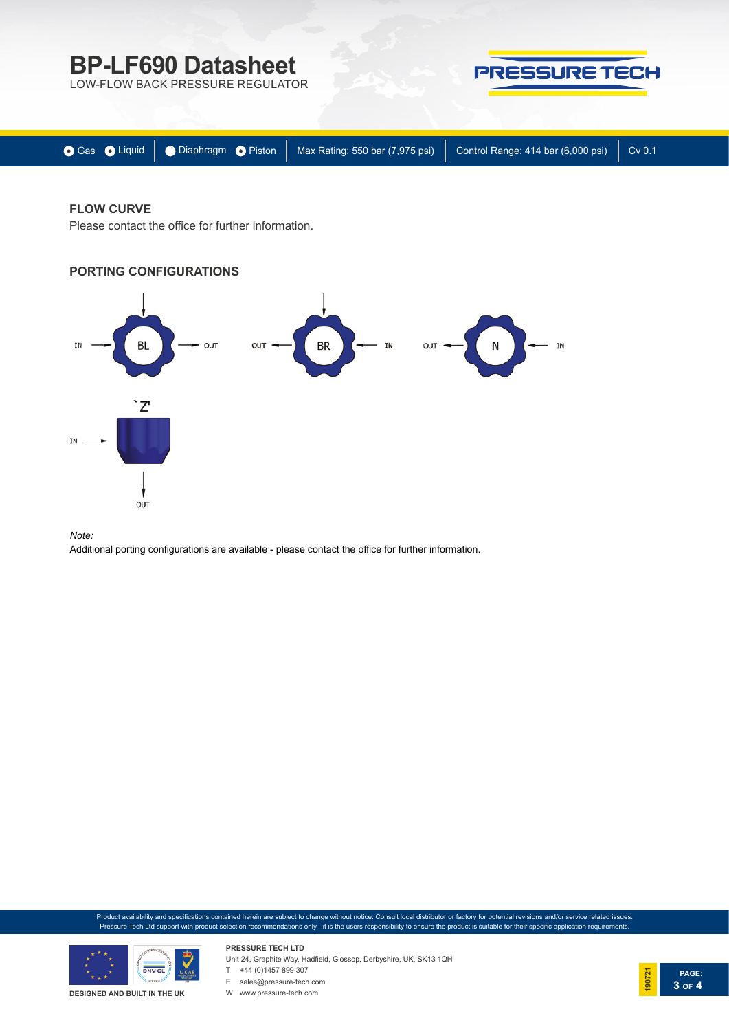# BP-LF690 Datasheet

LOW-FLOW BACK PRESSURE REGULATOR

Gas | Liquid | Diaphragm | Piston | Max Rating: 550 bar (7,975 psi) | Control Range: 414 bar (6,000 psi) | Cv 0.1

## FLOW CURVE

Please contact the office for further information.

## PORTING CONFIGURATIONS

IN → BL → OUT

OUT ← BR ← IN

OUT ← N ← IN

`Z'

IN → OUT

*Note:*

Additional porting configurations are available - please contact the office for further information.

Product availability and specifications contained herein are subject to change without notice. Consult local distributor or factory for potential revisions and/or service related issues. Pressure Tech Ltd support with product selection recommendations only - it is the users responsibility to ensure the product is suitable for their specific application requirements.

DESIGNED AND BUILT IN THE UK

**PRESSURE TECH LTD**
Unit 24, Graphite Way, Hadfield, Glossop, Derbyshire, UK, SK13 1QH
T +44 (0)1457 899 307
E sales@pressure-tech.com
W www.pressure-tech.com

190721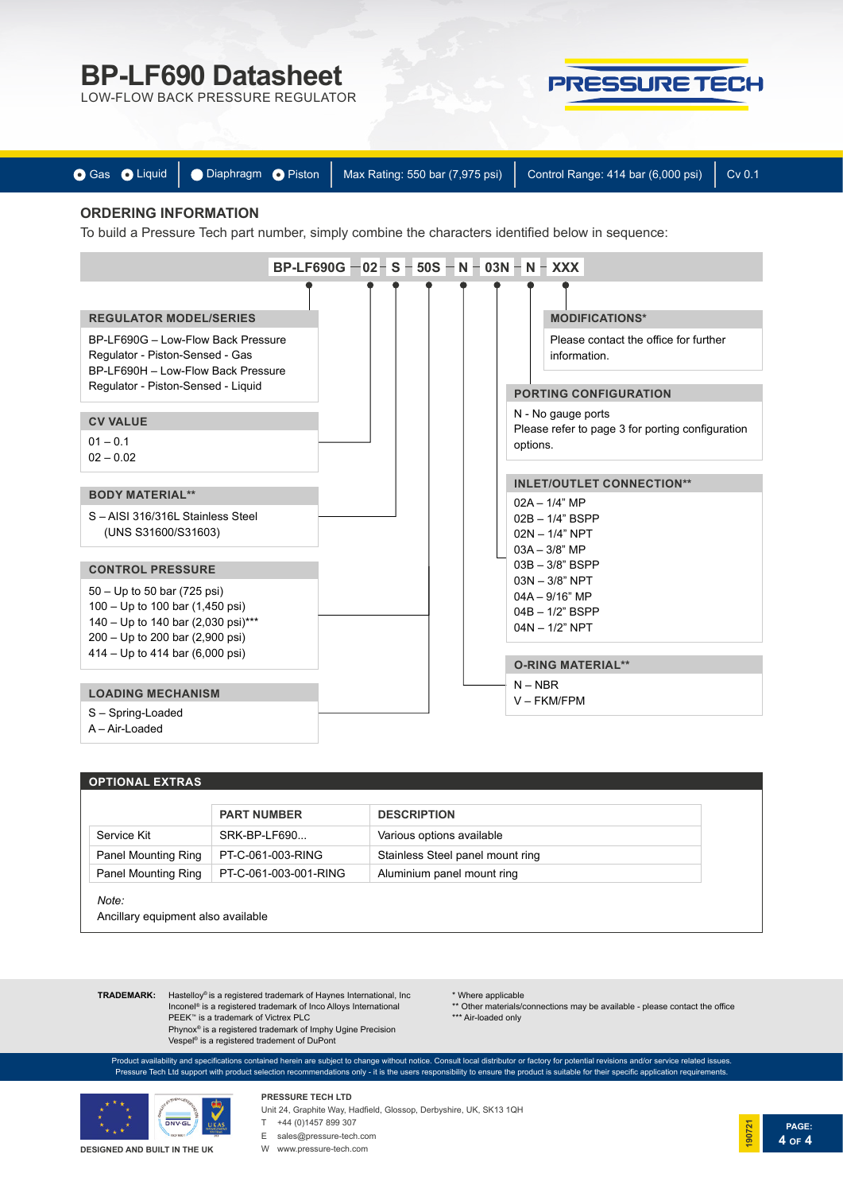# BP-LF690 Datasheet

LOW-FLOW BACK PRESSURE REGULATOR

PRESSURE TECH

● Gas ● Liquid | ● Diaphragm ● Piston | Max Rating: 550 bar (7,975 psi) | Control Range: 414 bar (6,000 psi) | Cv 0.1

## ORDERING INFORMATION

To build a Pressure Tech part number, simply combine the characters identified below in sequence:

**BP-LF690G – 02 – S – 50S – N – 03N – N – XXX**

### REGULATOR MODEL/SERIES

BP-LF690G – Low-Flow Back Pressure Regulator - Piston-Sensed - Gas
BP-LF690H – Low-Flow Back Pressure Regulator - Piston-Sensed - Liquid

### CV VALUE

01 – 0.1
02 – 0.02

### BODY MATERIAL**

S – AISI 316/316L Stainless Steel (UNS S31600/S31603)

### CONTROL PRESSURE

50 – Up to 50 bar (725 psi)
100 – Up to 100 bar (1,450 psi)
140 – Up to 140 bar (2,030 psi)***
200 – Up to 200 bar (2,900 psi)
414 – Up to 414 bar (6,000 psi)

### LOADING MECHANISM

S – Spring-Loaded
A – Air-Loaded

### MODIFICATIONS*

Please contact the office for further information.

### PORTING CONFIGURATION

N - No gauge ports
Please refer to page 3 for porting configuration options.

### INLET/OUTLET CONNECTION**

02A – 1/4" MP
02B – 1/4" BSPP
02N – 1/4" NPT
03A – 3/8" MP
03B – 3/8" BSPP
03N – 3/8" NPT
04A – 9/16" MP
04B – 1/2" BSPP
04N – 1/2" NPT

### O-RING MATERIAL**

N – NBR
V – FKM/FPM

## OPTIONAL EXTRAS

| | PART NUMBER | DESCRIPTION |
|---|---|---|
| Service Kit | SRK-BP-LF690... | Various options available |
| Panel Mounting Ring | PT-C-061-003-RING | Stainless Steel panel mount ring |
| Panel Mounting Ring | PT-C-061-003-001-RING | Aluminium panel mount ring |

*Note:*
Ancillary equipment also available

**TRADEMARK:** Hastelloy® is a registered trademark of Haynes International, Inc
Inconel® is a registered trademark of Inco Alloys International
PEEK™ is a trademark of Victrex PLC
Phynox® is a registered trademark of Imphy Ugine Precision
Vespel® is a registered tradement of DuPont

\* Where applicable
\*\* Other materials/connections may be available - please contact the office
\*\*\* Air-loaded only

Product availability and specifications contained herein are subject to change without notice. Consult local distributor or factory for potential revisions and/or service related issues. Pressure Tech Ltd support with product selection recommendations only - it is the users responsibility to ensure the product is suitable for their specific application requirements.

DESIGNED AND BUILT IN THE UK

**PRESSURE TECH LTD**
Unit 24, Graphite Way, Hadfield, Glossop, Derbyshire, UK, SK13 1QH
T +44 (0)1457 899 307
E sales@pressure-tech.com
W www.pressure-tech.com

190721